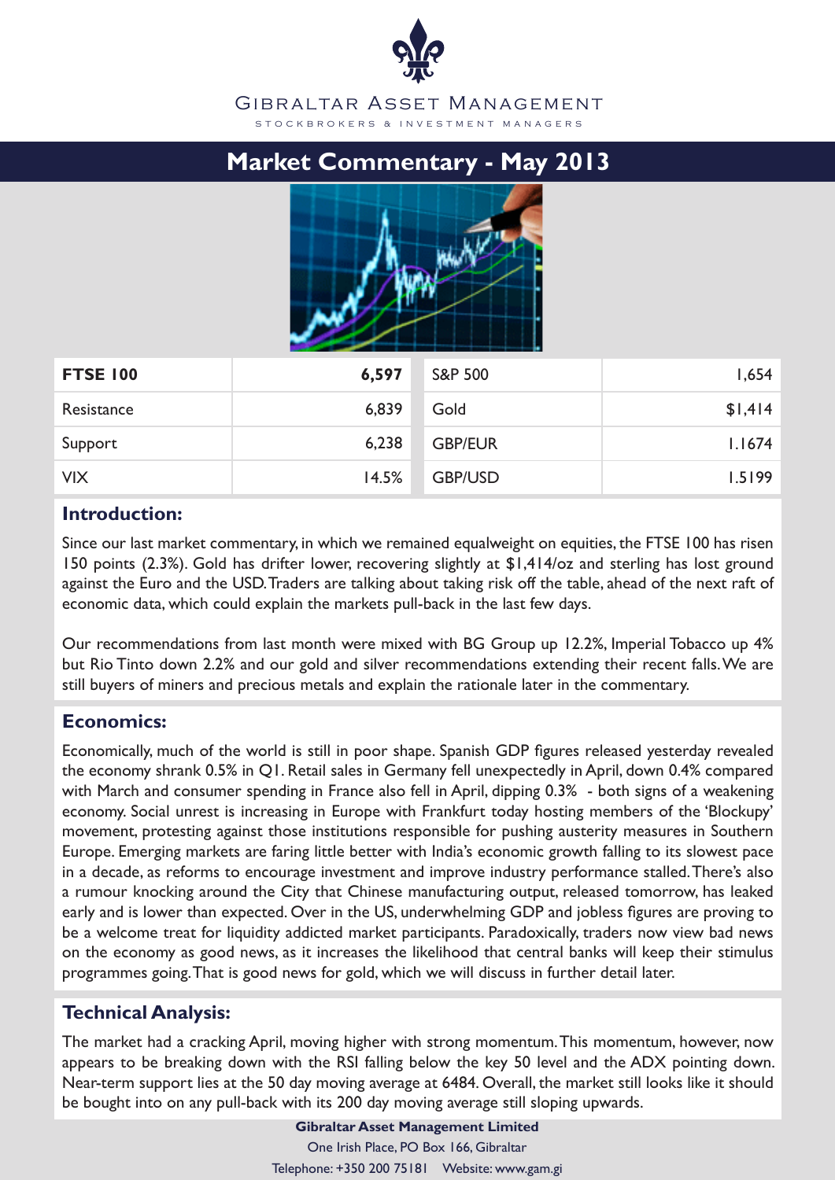Gibraltar Asset Management

STOCKBROKERS & INVESTMENT MANAGERS

# Market Commentary - May 2013

| **FTSE 100** | **6,597** | S&P 500 | 1,654 |
|---|---|---|---|
| Resistance | 6,839 | Gold | $1,414 |
| Support | 6,238 | GBP/EUR | 1.1674 |
| VIX | 14.5% | GBP/USD | 1.5199 |

## Introduction:

Since our last market commentary, in which we remained equalweight on equities, the FTSE 100 has risen 150 points (2.3%). Gold has drifter lower, recovering slightly at $1,414/oz and sterling has lost ground against the Euro and the USD. Traders are talking about taking risk off the table, ahead of the next raft of economic data, which could explain the markets pull-back in the last few days.

Our recommendations from last month were mixed with BG Group up 12.2%, Imperial Tobacco up 4% but Rio Tinto down 2.2% and our gold and silver recommendations extending their recent falls. We are still buyers of miners and precious metals and explain the rationale later in the commentary.

## Economics:

Economically, much of the world is still in poor shape. Spanish GDP figures released yesterday revealed the economy shrank 0.5% in Q1. Retail sales in Germany fell unexpectedly in April, down 0.4% compared with March and consumer spending in France also fell in April, dipping 0.3% - both signs of a weakening economy. Social unrest is increasing in Europe with Frankfurt today hosting members of the 'Blockupy' movement, protesting against those institutions responsible for pushing austerity measures in Southern Europe. Emerging markets are faring little better with India's economic growth falling to its slowest pace in a decade, as reforms to encourage investment and improve industry performance stalled. There's also a rumour knocking around the City that Chinese manufacturing output, released tomorrow, has leaked early and is lower than expected. Over in the US, underwhelming GDP and jobless figures are proving to be a welcome treat for liquidity addicted market participants. Paradoxically, traders now view bad news on the economy as good news, as it increases the likelihood that central banks will keep their stimulus programmes going. That is good news for gold, which we will discuss in further detail later.

## Technical Analysis:

The market had a cracking April, moving higher with strong momentum. This momentum, however, now appears to be breaking down with the RSI falling below the key 50 level and the ADX pointing down. Near-term support lies at the 50 day moving average at 6484. Overall, the market still looks like it should be bought into on any pull-back with its 200 day moving average still sloping upwards.

**Gibraltar Asset Management Limited**

One Irish Place, PO Box 166, Gibraltar

Telephone: +350 200 75181 Website: www.gam.gi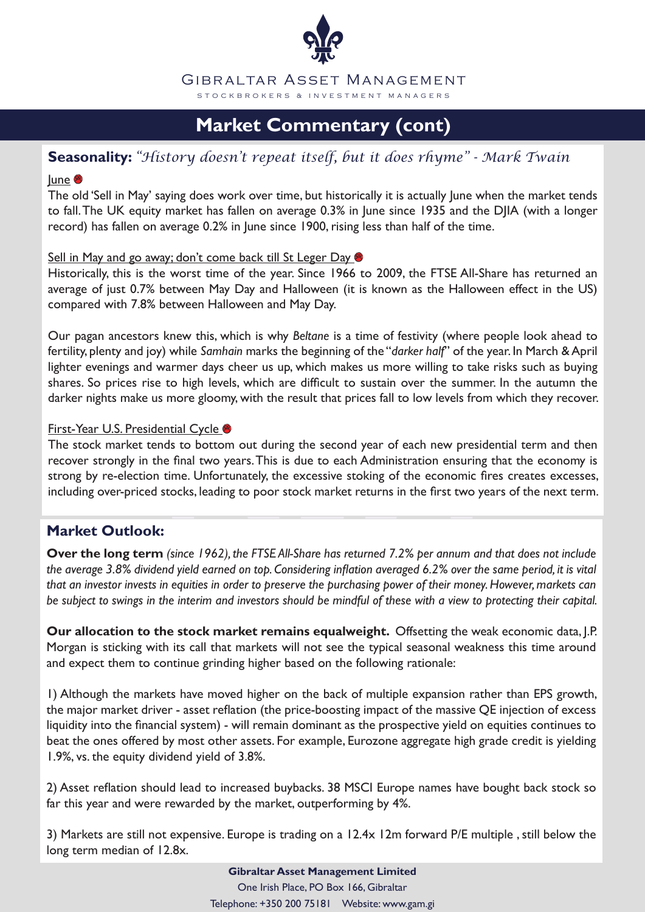# Market Commentary (cont)

## Seasonality: *"History doesn't repeat itself, but it does rhyme" - Mark Twain*

June

The old 'Sell in May' saying does work over time, but historically it is actually June when the market tends to fall. The UK equity market has fallen on average 0.3% in June since 1935 and the DJIA (with a longer record) has fallen on average 0.2% in June since 1900, rising less than half of the time.

Sell in May and go away; don't come back till St Leger Day

Historically, this is the worst time of the year. Since 1966 to 2009, the FTSE All-Share has returned an average of just 0.7% between May Day and Halloween (it is known as the Halloween effect in the US) compared with 7.8% between Halloween and May Day.

Our pagan ancestors knew this, which is why *Beltane* is a time of festivity (where people look ahead to fertility, plenty and joy) while *Samhain* marks the beginning of the "*darker half*" of the year. In March & April lighter evenings and warmer days cheer us up, which makes us more willing to take risks such as buying shares. So prices rise to high levels, which are difficult to sustain over the summer. In the autumn the darker nights make us more gloomy, with the result that prices fall to low levels from which they recover.

First-Year U.S. Presidential Cycle

The stock market tends to bottom out during the second year of each new presidential term and then recover strongly in the final two years. This is due to each Administration ensuring that the economy is strong by re-election time. Unfortunately, the excessive stoking of the economic fires creates excesses, including over-priced stocks, leading to poor stock market returns in the first two years of the next term.

## Market Outlook:

**Over the long term** *(since 1962), the FTSE All-Share has returned 7.2% per annum and that does not include the average 3.8% dividend yield earned on top. Considering inflation averaged 6.2% over the same period, it is vital that an investor invests in equities in order to preserve the purchasing power of their money. However, markets can be subject to swings in the interim and investors should be mindful of these with a view to protecting their capital.*

**Our allocation to the stock market remains equalweight.** Offsetting the weak economic data, J.P. Morgan is sticking with its call that markets will not see the typical seasonal weakness this time around and expect them to continue grinding higher based on the following rationale:

1) Although the markets have moved higher on the back of multiple expansion rather than EPS growth, the major market driver - asset reflation (the price-boosting impact of the massive QE injection of excess liquidity into the financial system) - will remain dominant as the prospective yield on equities continues to beat the ones offered by most other assets. For example, Eurozone aggregate high grade credit is yielding 1.9%, vs. the equity dividend yield of 3.8%.

2) Asset reflation should lead to increased buybacks. 38 MSCI Europe names have bought back stock so far this year and were rewarded by the market, outperforming by 4%.

3) Markets are still not expensive. Europe is trading on a 12.4x 12m forward P/E multiple , still below the long term median of 12.8x.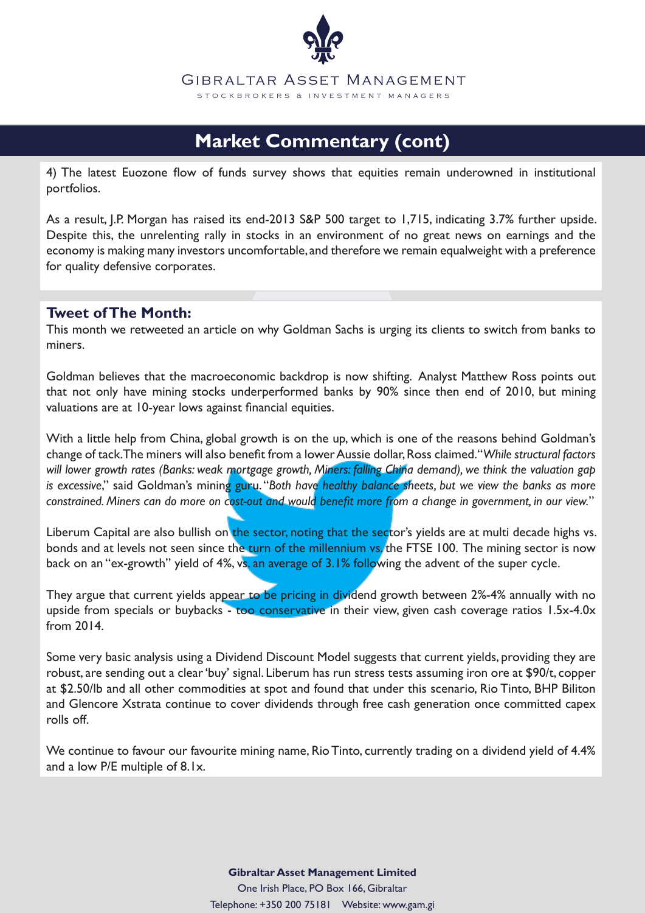## Market Commentary (cont)

4) The latest Euozone flow of funds survey shows that equities remain underowned in institutional portfolios.

As a result, J.P. Morgan has raised its end-2013 S&P 500 target to 1,715, indicating 3.7% further upside. Despite this, the unrelenting rally in stocks in an environment of no great news on earnings and the economy is making many investors uncomfortable, and therefore we remain equalweight with a preference for quality defensive corporates.

### Tweet of The Month:

This month we retweeted an article on why Goldman Sachs is urging its clients to switch from banks to miners.

Goldman believes that the macroeconomic backdrop is now shifting. Analyst Matthew Ross points out that not only have mining stocks underperformed banks by 90% since then end of 2010, but mining valuations are at 10-year lows against financial equities.

With a little help from China, global growth is on the up, which is one of the reasons behind Goldman's change of tack. The miners will also benefit from a lower Aussie dollar, Ross claimed. "*While structural factors will lower growth rates (Banks: weak mortgage growth, Miners: falling China demand), we think the valuation gap is excessive*," said Goldman's mining guru. "*Both have healthy balance sheets, but we view the banks as more constrained. Miners can do more on cost-out and would benefit more from a change in government, in our view.*"

Liberum Capital are also bullish on the sector, noting that the sector's yields are at multi decade highs vs. bonds and at levels not seen since the turn of the millennium vs. the FTSE 100. The mining sector is now back on an "ex-growth" yield of 4%, vs. an average of 3.1% following the advent of the super cycle.

They argue that current yields appear to be pricing in dividend growth between 2%-4% annually with no upside from specials or buybacks - too conservative in their view, given cash coverage ratios 1.5x-4.0x from 2014.

Some very basic analysis using a Dividend Discount Model suggests that current yields, providing they are robust, are sending out a clear 'buy' signal. Liberum has run stress tests assuming iron ore at $90/t, copper at $2.50/lb and all other commodities at spot and found that under this scenario, Rio Tinto, BHP Biliton and Glencore Xstrata continue to cover dividends through free cash generation once committed capex rolls off.

We continue to favour our favourite mining name, Rio Tinto, currently trading on a dividend yield of 4.4% and a low P/E multiple of 8.1x.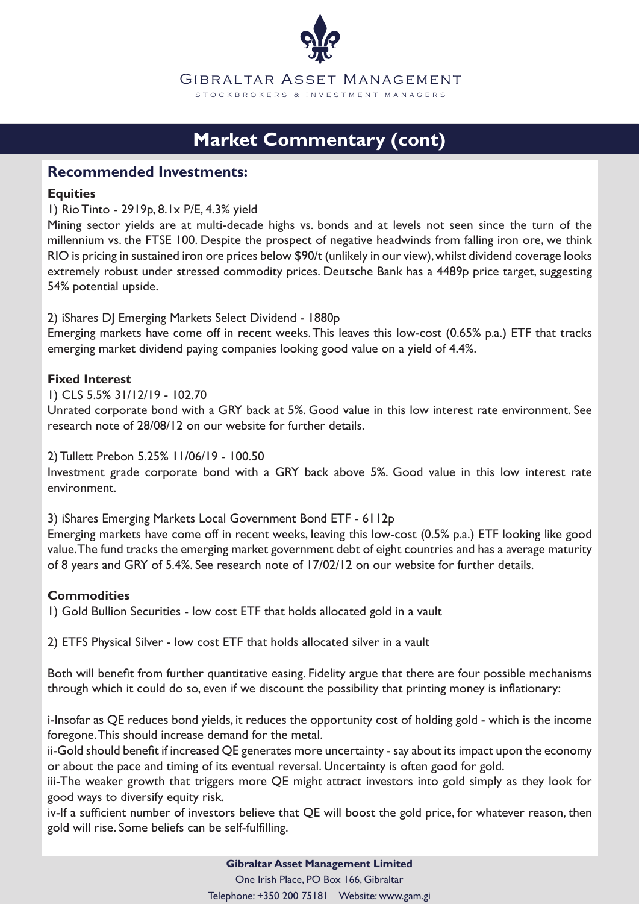# Market Commentary (cont)

## Recommended Investments:

### Equities

1) Rio Tinto - 2919p, 8.1x P/E, 4.3% yield

Mining sector yields are at multi-decade highs vs. bonds and at levels not seen since the turn of the millennium vs. the FTSE 100. Despite the prospect of negative headwinds from falling iron ore, we think RIO is pricing in sustained iron ore prices below $90/t (unlikely in our view), whilst dividend coverage looks extremely robust under stressed commodity prices. Deutsche Bank has a 4489p price target, suggesting 54% potential upside.

2) iShares DJ Emerging Markets Select Dividend - 1880p

Emerging markets have come off in recent weeks. This leaves this low-cost (0.65% p.a.) ETF that tracks emerging market dividend paying companies looking good value on a yield of 4.4%.

### Fixed Interest

1) CLS 5.5% 31/12/19 - 102.70

Unrated corporate bond with a GRY back at 5%. Good value in this low interest rate environment. See research note of 28/08/12 on our website for further details.

2) Tullett Prebon 5.25% 11/06/19 - 100.50

Investment grade corporate bond with a GRY back above 5%. Good value in this low interest rate environment.

3) iShares Emerging Markets Local Government Bond ETF - 6112p

Emerging markets have come off in recent weeks, leaving this low-cost (0.5% p.a.) ETF looking like good value. The fund tracks the emerging market government debt of eight countries and has a average maturity of 8 years and GRY of 5.4%. See research note of 17/02/12 on our website for further details.

### Commodities

1) Gold Bullion Securities - low cost ETF that holds allocated gold in a vault

2) ETFS Physical Silver - low cost ETF that holds allocated silver in a vault

Both will benefit from further quantitative easing. Fidelity argue that there are four possible mechanisms through which it could do so, even if we discount the possibility that printing money is inflationary:

i-Insofar as QE reduces bond yields, it reduces the opportunity cost of holding gold - which is the income foregone. This should increase demand for the metal.

ii-Gold should benefit if increased QE generates more uncertainty - say about its impact upon the economy or about the pace and timing of its eventual reversal. Uncertainty is often good for gold.

iii-The weaker growth that triggers more QE might attract investors into gold simply as they look for good ways to diversify equity risk.

iv-If a sufficient number of investors believe that QE will boost the gold price, for whatever reason, then gold will rise. Some beliefs can be self-fulfilling.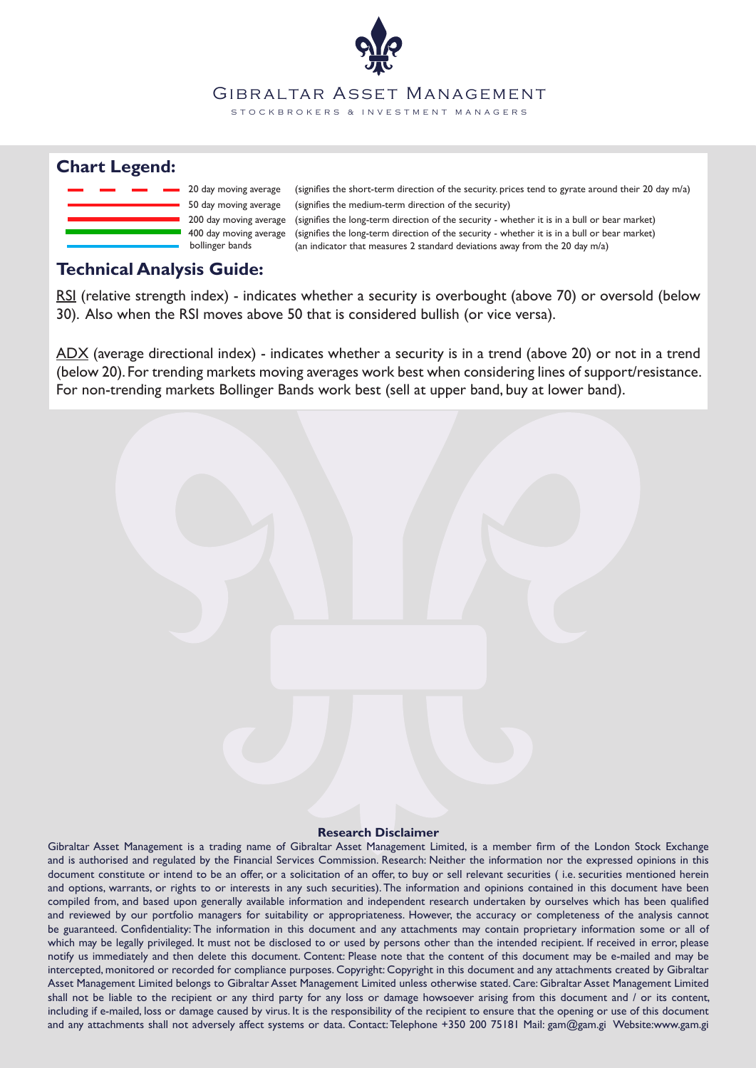Gibraltar Asset Management

STOCKBROKERS & INVESTMENT MANAGERS

## Chart Legend:

| | | |
|---|---|---|
| (red dashed line) | 20 day moving average | (signifies the short-term direction of the security. prices tend to gyrate around their 20 day m/a) |
| (red line) | 50 day moving average | (signifies the medium-term direction of the security) |
| (red thick line) | 200 day moving average | (signifies the long-term direction of the security - whether it is in a bull or bear market) |
| (green line) | 400 day moving average | (signifies the long-term direction of the security - whether it is in a bull or bear market) |
| (blue line) | bollinger bands | (an indicator that measures 2 standard deviations away from the 20 day m/a) |

## Technical Analysis Guide:

RSI (relative strength index) - indicates whether a security is overbought (above 70) or oversold (below 30). Also when the RSI moves above 50 that is considered bullish (or vice versa).

ADX (average directional index) - indicates whether a security is in a trend (above 20) or not in a trend (below 20). For trending markets moving averages work best when considering lines of support/resistance. For non-trending markets Bollinger Bands work best (sell at upper band, buy at lower band).

**Research Disclaimer**

Gibraltar Asset Management is a trading name of Gibraltar Asset Management Limited, is a member firm of the London Stock Exchange and is authorised and regulated by the Financial Services Commission. Research: Neither the information nor the expressed opinions in this document constitute or intend to be an offer, or a solicitation of an offer, to buy or sell relevant securities ( i.e. securities mentioned herein and options, warrants, or rights to or interests in any such securities). The information and opinions contained in this document have been compiled from, and based upon generally available information and independent research undertaken by ourselves which has been qualified and reviewed by our portfolio managers for suitability or appropriateness. However, the accuracy or completeness of the analysis cannot be guaranteed. Confidentiality: The information in this document and any attachments may contain proprietary information some or all of which may be legally privileged. It must not be disclosed to or used by persons other than the intended recipient. If received in error, please notify us immediately and then delete this document. Content: Please note that the content of this document may be e-mailed and may be intercepted, monitored or recorded for compliance purposes. Copyright: Copyright in this document and any attachments created by Gibraltar Asset Management Limited belongs to Gibraltar Asset Management Limited unless otherwise stated. Care: Gibraltar Asset Management Limited shall not be liable to the recipient or any third party for any loss or damage howsoever arising from this document and / or its content, including if e-mailed, loss or damage caused by virus. It is the responsibility of the recipient to ensure that the opening or use of this document and any attachments shall not adversely affect systems or data. Contact: Telephone +350 200 75181 Mail: gam@gam.gi Website:www.gam.gi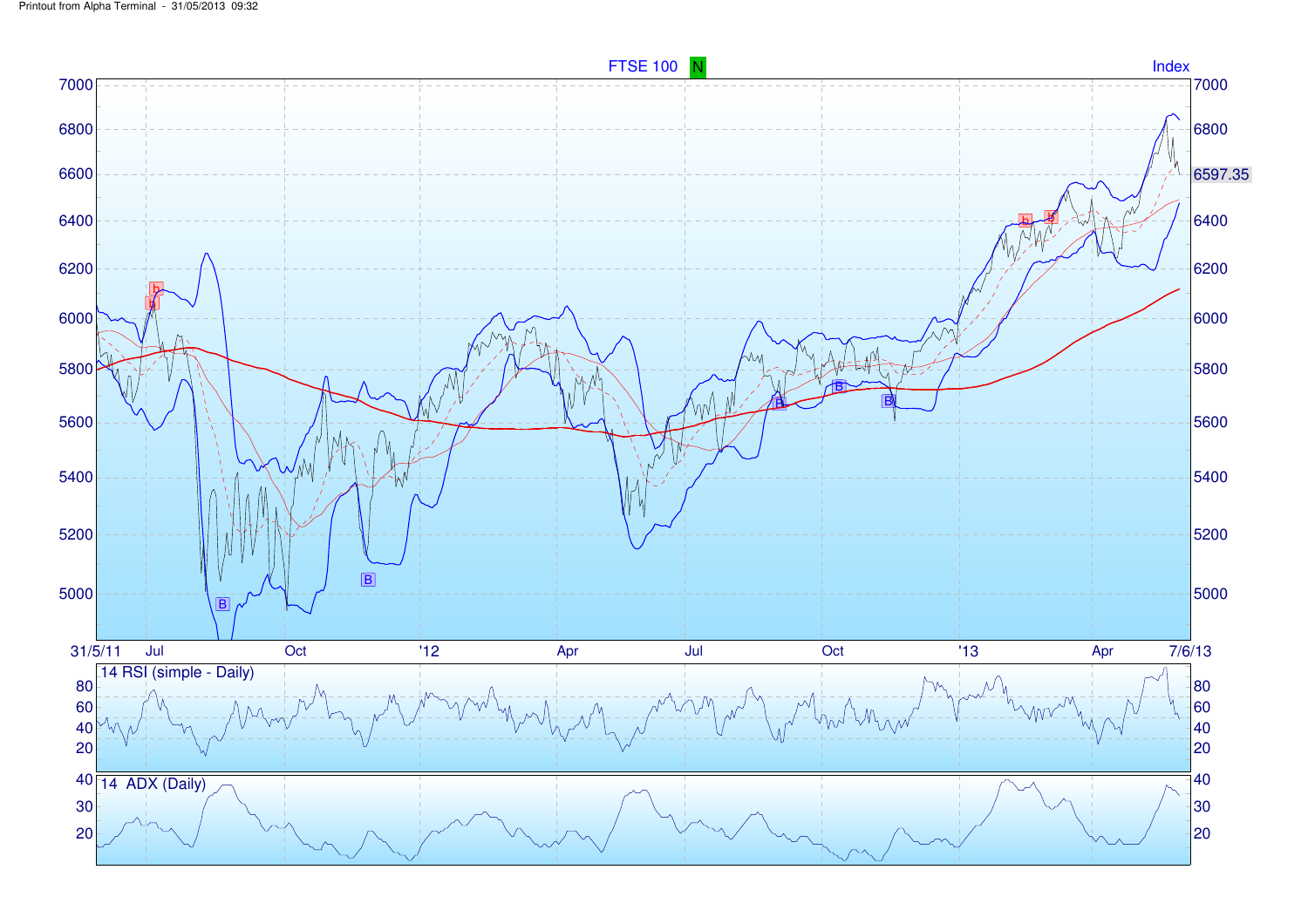Printout from Alpha Terminal - 31/05/2013 09:32

FTSE 100 N

Index

7000
6800
6600
6400
6200
6000
5800
5600
5400
5200
5000

6597.35

31/5/11 Jul Oct '12 Apr Jul Oct '13 Apr 7/6/13

14 RSI (simple - Daily)

80
60
40
20

14 ADX (Daily)

40
30
20